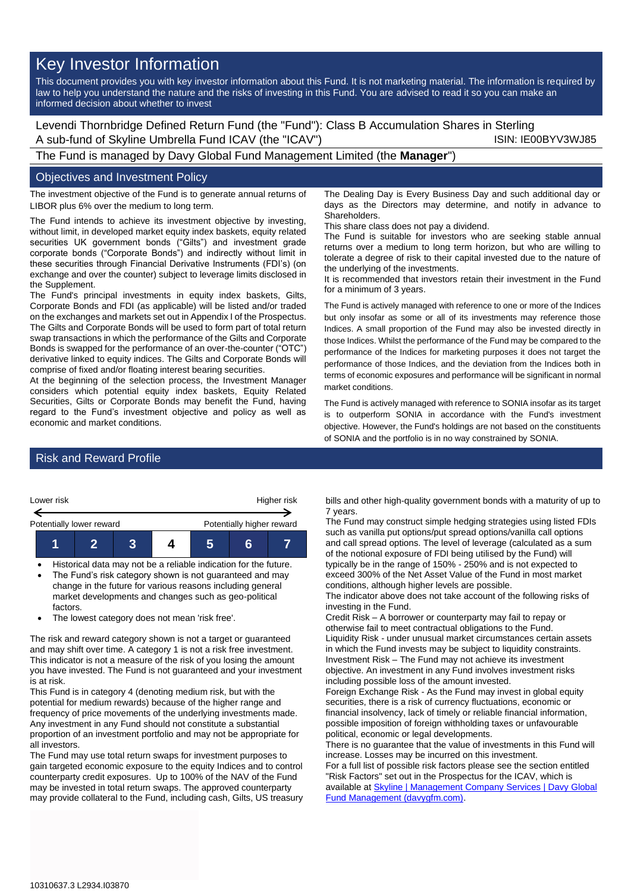# Key Investor Information

This document provides you with key investor information about this Fund. It is not marketing material. The information is required by law to help you understand the nature and the risks of investing in this Fund. You are advised to read it so you can make an informed decision about whether to invest

Levendi Thornbridge Defined Return Fund (the "Fund"): Class B Accumulation Shares in Sterling
A sub-fund of Skyline Umbrella Fund ICAV (the "ICAV") ISIN: IE00BYV3WJ85

The Fund is managed by Davy Global Fund Management Limited (the **Manager**")

## Objectives and Investment Policy

The investment objective of the Fund is to generate annual returns of LIBOR plus 6% over the medium to long term.

The Fund intends to achieve its investment objective by investing, without limit, in developed market equity index baskets, equity related securities UK government bonds ("Gilts") and investment grade corporate bonds ("Corporate Bonds") and indirectly without limit in these securities through Financial Derivative Instruments (FDI's) (on exchange and over the counter) subject to leverage limits disclosed in the Supplement.

The Fund's principal investments in equity index baskets, Gilts, Corporate Bonds and FDI (as applicable) will be listed and/or traded on the exchanges and markets set out in Appendix I of the Prospectus. The Gilts and Corporate Bonds will be used to form part of total return swap transactions in which the performance of the Gilts and Corporate Bonds is swapped for the performance of an over-the-counter ("OTC") derivative linked to equity indices. The Gilts and Corporate Bonds will comprise of fixed and/or floating interest bearing securities.

At the beginning of the selection process, the Investment Manager considers which potential equity index baskets, Equity Related Securities, Gilts or Corporate Bonds may benefit the Fund, having regard to the Fund's investment objective and policy as well as economic and market conditions.

The Dealing Day is Every Business Day and such additional day or days as the Directors may determine, and notify in advance to Shareholders.

This share class does not pay a dividend.

The Fund is suitable for investors who are seeking stable annual returns over a medium to long term horizon, but who are willing to tolerate a degree of risk to their capital invested due to the nature of the underlying of the investments.

It is recommended that investors retain their investment in the Fund for a minimum of 3 years.

The Fund is actively managed with reference to one or more of the Indices but only insofar as some or all of its investments may reference those Indices. A small proportion of the Fund may also be invested directly in those Indices. Whilst the performance of the Fund may be compared to the performance of the Indices for marketing purposes it does not target the performance of those Indices, and the deviation from the Indices both in terms of economic exposures and performance will be significant in normal market conditions.

The Fund is actively managed with reference to SONIA insofar as its target is to outperform SONIA in accordance with the Fund's investment objective. However, the Fund's holdings are not based on the constituents of SONIA and the portfolio is in no way constrained by SONIA.

## Risk and Reward Profile

| Lower risk | | | | | | Higher risk |
|---|---|---|---|---|---|---|
| Potentially lower reward | | | | | | Potentially higher reward |
| 1 | 2 | 3 | **4** | 5 | 6 | 7 |

- Historical data may not be a reliable indication for the future.
- The Fund's risk category shown is not guaranteed and may change in the future for various reasons including general market developments and changes such as geo-political factors.
- The lowest category does not mean 'risk free'.

The risk and reward category shown is not a target or guaranteed and may shift over time. A category 1 is not a risk free investment. This indicator is not a measure of the risk of you losing the amount you have invested. The Fund is not guaranteed and your investment is at risk.

This Fund is in category 4 (denoting medium risk, but with the potential for medium rewards) because of the higher range and frequency of price movements of the underlying investments made. Any investment in any Fund should not constitute a substantial proportion of an investment portfolio and may not be appropriate for all investors.

The Fund may use total return swaps for investment purposes to gain targeted economic exposure to the equity Indices and to control counterparty credit exposures. Up to 100% of the NAV of the Fund may be invested in total return swaps. The approved counterparty may provide collateral to the Fund, including cash, Gilts, US treasury bills and other high-quality government bonds with a maturity of up to 7 years.

The Fund may construct simple hedging strategies using listed FDIs such as vanilla put options/put spread options/vanilla call options and call spread options. The level of leverage (calculated as a sum of the notional exposure of FDI being utilised by the Fund) will typically be in the range of 150% - 250% and is not expected to exceed 300% of the Net Asset Value of the Fund in most market conditions, although higher levels are possible.

The indicator above does not take account of the following risks of investing in the Fund.

Credit Risk – A borrower or counterparty may fail to repay or otherwise fail to meet contractual obligations to the Fund.

Liquidity Risk - under unusual market circumstances certain assets in which the Fund invests may be subject to liquidity constraints.

Investment Risk – The Fund may not achieve its investment objective. An investment in any Fund involves investment risks including possible loss of the amount invested.

Foreign Exchange Risk - As the Fund may invest in global equity securities, there is a risk of currency fluctuations, economic or financial insolvency, lack of timely or reliable financial information, possible imposition of foreign withholding taxes or unfavourable political, economic or legal developments.

There is no guarantee that the value of investments in this Fund will increase. Losses may be incurred on this investment.

For a full list of possible risk factors please see the section entitled "Risk Factors" set out in the Prospectus for the ICAV, which is available at [Skyline | Management Company Services | Davy Global Fund Management (davygfm.com)](davygfm.com).

10310637.3 L2934.I03870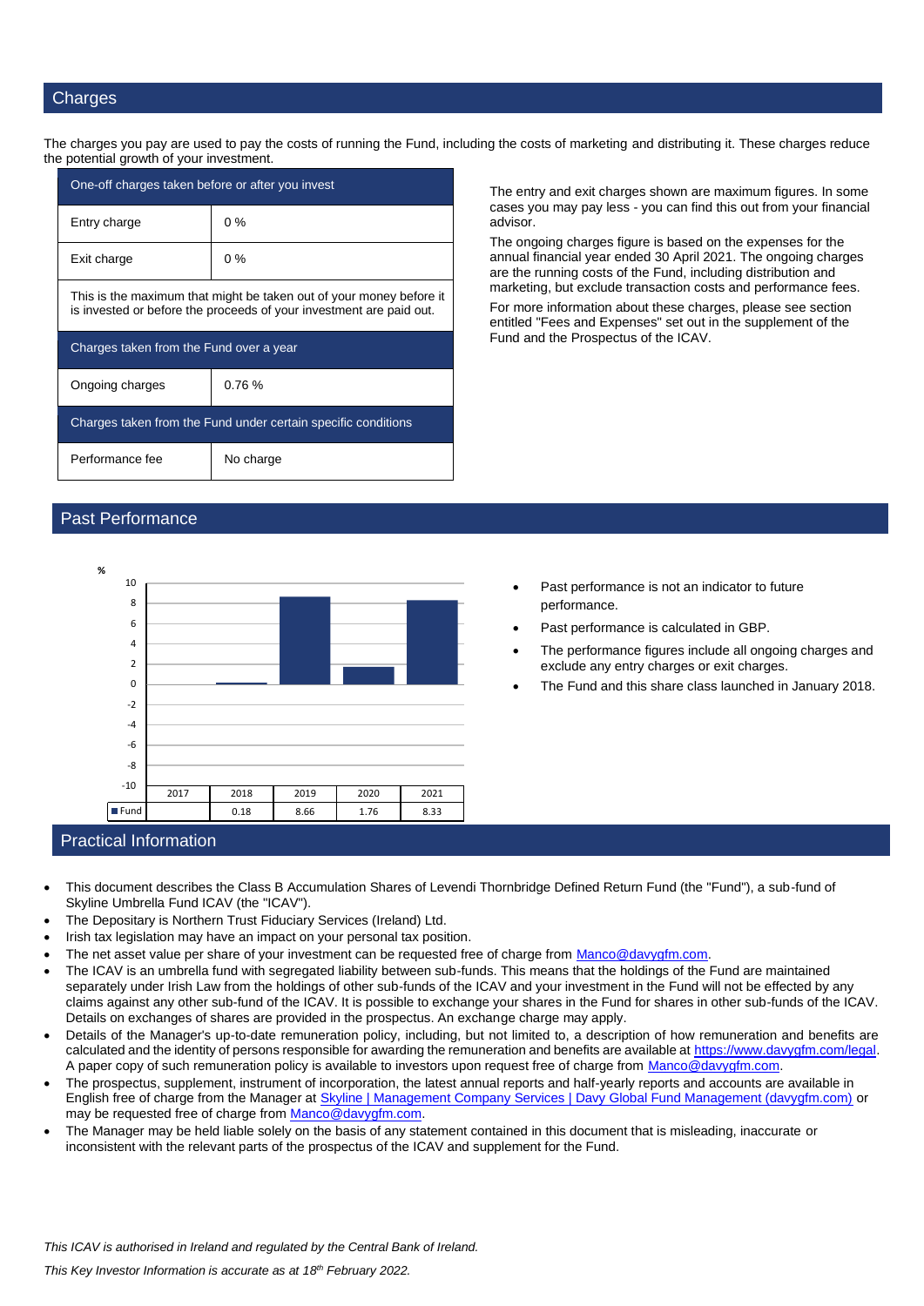## Charges

The charges you pay are used to pay the costs of running the Fund, including the costs of marketing and distributing it. These charges reduce the potential growth of your investment.

| One-off charges taken before or after you invest | |
|---|---|
| Entry charge | 0 % |
| Exit charge | 0 % |
| This is the maximum that might be taken out of your money before it is invested or before the proceeds of your investment are paid out. | |
| **Charges taken from the Fund over a year** | |
| Ongoing charges | 0.76 % |
| **Charges taken from the Fund under certain specific conditions** | |
| Performance fee | No charge |

The entry and exit charges shown are maximum figures. In some cases you may pay less - you can find this out from your financial advisor.

The ongoing charges figure is based on the expenses for the annual financial year ended 30 April 2021. The ongoing charges are the running costs of the Fund, including distribution and marketing, but exclude transaction costs and performance fees.

For more information about these charges, please see section entitled "Fees and Expenses" set out in the supplement of the Fund and the Prospectus of the ICAV.

## Past Performance

%
10
8
6
4
2
0
-2
-4
-6
-8
-10

2017 2018 2019 2020 2021
Fund 0.18 8.66 1.76 8.33

- Past performance is not an indicator to future performance.
- Past performance is calculated in GBP.
- The performance figures include all ongoing charges and exclude any entry charges or exit charges.
- The Fund and this share class launched in January 2018.

## Practical Information

- This document describes the Class B Accumulation Shares of Levendi Thornbridge Defined Return Fund (the "Fund"), a sub-fund of Skyline Umbrella Fund ICAV (the "ICAV").
- The Depositary is Northern Trust Fiduciary Services (Ireland) Ltd.
- Irish tax legislation may have an impact on your personal tax position.
- The net asset value per share of your investment can be requested free of charge from Manco@davygfm.com.
- The ICAV is an umbrella fund with segregated liability between sub-funds. This means that the holdings of the Fund are maintained separately under Irish Law from the holdings of other sub-funds of the ICAV and your investment in the Fund will not be effected by any claims against any other sub-fund of the ICAV. It is possible to exchange your shares in the Fund for shares in other sub-funds of the ICAV. Details on exchanges of shares are provided in the prospectus. An exchange charge may apply.
- Details of the Manager's up-to-date remuneration policy, including, but not limited to, a description of how remuneration and benefits are calculated and the identity of persons responsible for awarding the remuneration and benefits are available at https://www.davygfm.com/legal. A paper copy of such remuneration policy is available to investors upon request free of charge from Manco@davygfm.com.
- The prospectus, supplement, instrument of incorporation, the latest annual reports and half-yearly reports and accounts are available in English free of charge from the Manager at Skyline | Management Company Services | Davy Global Fund Management (davygfm.com) or may be requested free of charge from Manco@davygfm.com.
- The Manager may be held liable solely on the basis of any statement contained in this document that is misleading, inaccurate or inconsistent with the relevant parts of the prospectus of the ICAV and supplement for the Fund.

*This ICAV is authorised in Ireland and regulated by the Central Bank of Ireland.*

*This Key Investor Information is accurate as at 18th February 2022.*